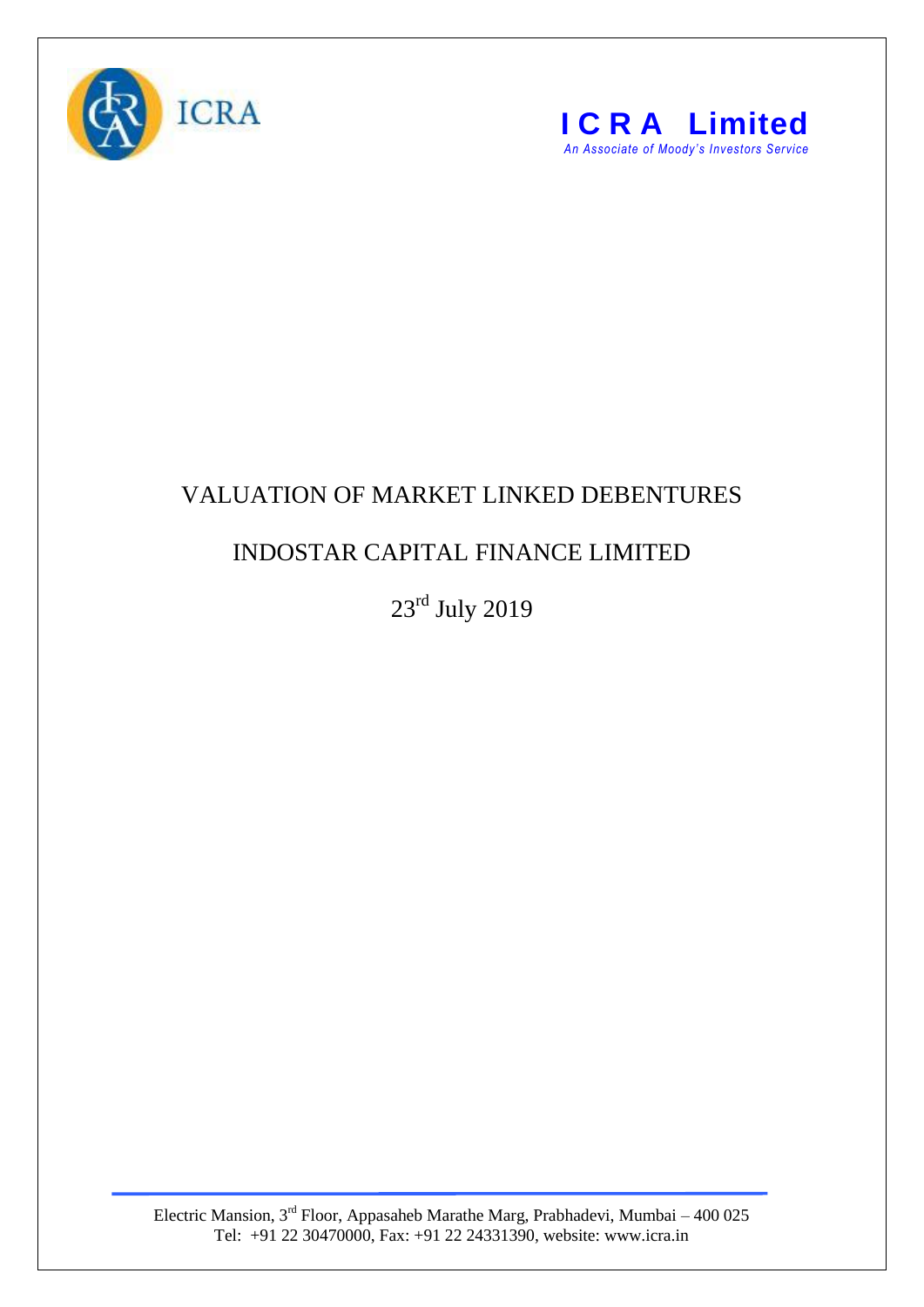ICRA

**I C R A Limited**

*An Associate of Moody's Investors Service*

# VALUATION OF MARKET LINKED DEBENTURES

## INDOSTAR CAPITAL FINANCE LIMITED

23rd July 2019

Electric Mansion, 3rd Floor, Appasaheb Marathe Marg, Prabhadevi, Mumbai – 400 025
Tel: +91 22 30470000, Fax: +91 22 24331390, website: www.icra.in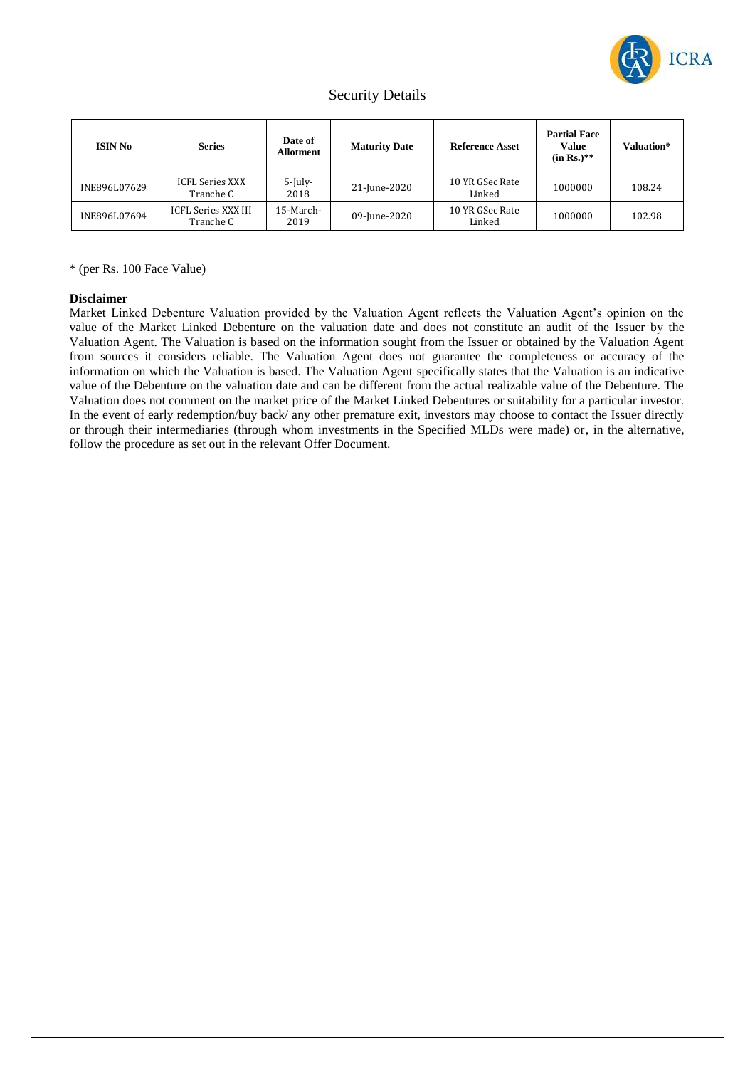## Security Details

| ISIN No | Series | Date of Allotment | Maturity Date | Reference Asset | Partial Face Value (in Rs.)** | Valuation* |
|---|---|---|---|---|---|---|
| INE896L07629 | ICFL Series XXX Tranche C | 5-July-2018 | 21-June-2020 | 10 YR GSec Rate Linked | 1000000 | 108.24 |
| INE896L07694 | ICFL Series XXX III Tranche C | 15-March-2019 | 09-June-2020 | 10 YR GSec Rate Linked | 1000000 | 102.98 |

* (per Rs. 100 Face Value)

**Disclaimer**

Market Linked Debenture Valuation provided by the Valuation Agent reflects the Valuation Agent's opinion on the value of the Market Linked Debenture on the valuation date and does not constitute an audit of the Issuer by the Valuation Agent. The Valuation is based on the information sought from the Issuer or obtained by the Valuation Agent from sources it considers reliable. The Valuation Agent does not guarantee the completeness or accuracy of the information on which the Valuation is based. The Valuation Agent specifically states that the Valuation is an indicative value of the Debenture on the valuation date and can be different from the actual realizable value of the Debenture. The Valuation does not comment on the market price of the Market Linked Debentures or suitability for a particular investor. In the event of early redemption/buy back/ any other premature exit, investors may choose to contact the Issuer directly or through their intermediaries (through whom investments in the Specified MLDs were made) or, in the alternative, follow the procedure as set out in the relevant Offer Document.